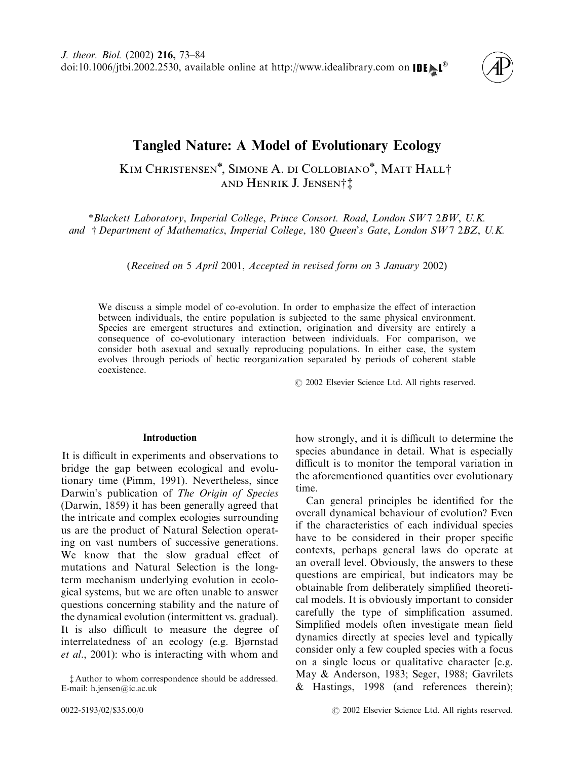# Tangled Nature: A Model of Evolutionary Ecology

Kim Christensen*, Simone A. di Collobiano*, Matt Hall† and Henrik J. Jensen†‡

*Blackett Laboratory, Imperial College, Prince Consort. Road, London SW7 2BW, U.K. and † Department of Mathematics, Imperial College, 180 Queen's Gate, London SW7 2BZ, U.K.

(Received on 5 April 2001, Accepted in revised form on 3 January 2002)

We discuss a simple model of co-evolution. In order to emphasize the effect of interaction between individuals, the entire population is subjected to the same physical environment. Species are emergent structures and extinction, origination and diversity are entirely a consequence of co-evolutionary interaction between individuals. For comparison, we consider both asexual and sexually reproducing populations. In either case, the system evolves through periods of hectic reorganization separated by periods of coherent stable coexistence.

© 2002 Elsevier Science Ltd. All rights reserved.

## Introduction

It is difficult in experiments and observations to bridge the gap between ecological and evolutionary time (Pimm, 1991). Nevertheless, since Darwin's publication of *The Origin of Species* (Darwin, 1859) it has been generally agreed that the intricate and complex ecologies surrounding us are the product of Natural Selection operating on vast numbers of successive generations. We know that the slow gradual effect of mutations and Natural Selection is the long-term mechanism underlying evolution in ecological systems, but we are often unable to answer questions concerning stability and the nature of the dynamical evolution (intermittent vs. gradual). It is also difficult to measure the degree of interrelatedness of an ecology (e.g. Bjørnstad *et al*., 2001): who is interacting with whom and how strongly, and it is difficult to determine the species abundance in detail. What is especially difficult is to monitor the temporal variation in the aforementioned quantities over evolutionary time.

Can general principles be identified for the overall dynamical behaviour of evolution? Even if the characteristics of each individual species have to be considered in their proper specific contexts, perhaps general laws do operate at an overall level. Obviously, the answers to these questions are empirical, but indicators may be obtainable from deliberately simplified theoretical models. It is obviously important to consider carefully the type of simplification assumed. Simplified models often investigate mean field dynamics directly at species level and typically consider only a few coupled species with a focus on a single locus or qualitative character [e.g. May & Anderson, 1983; Seger, 1988; Gavrilets & Hastings, 1998 (and references therein);

‡ Author to whom correspondence should be addressed. E-mail: h.jensen@ic.ac.uk

0022-5193/02/$35.00/0

© 2002 Elsevier Science Ltd. All rights reserved.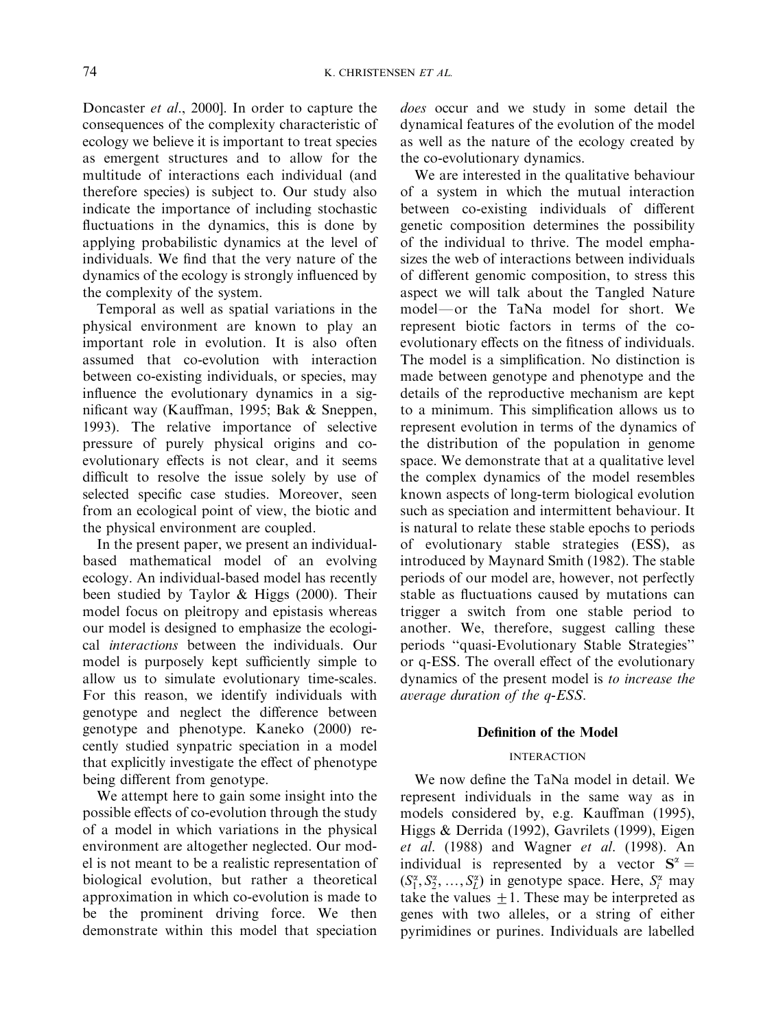Doncaster *et al*., 2000]. In order to capture the consequences of the complexity characteristic of ecology we believe it is important to treat species as emergent structures and to allow for the multitude of interactions each individual (and therefore species) is subject to. Our study also indicate the importance of including stochastic fluctuations in the dynamics, this is done by applying probabilistic dynamics at the level of individuals. We find that the very nature of the dynamics of the ecology is strongly influenced by the complexity of the system.

Temporal as well as spatial variations in the physical environment are known to play an important role in evolution. It is also often assumed that co-evolution with interaction between co-existing individuals, or species, may influence the evolutionary dynamics in a significant way (Kauffman, 1995; Bak & Sneppen, 1993). The relative importance of selective pressure of purely physical origins and co-evolutionary effects is not clear, and it seems difficult to resolve the issue solely by use of selected specific case studies. Moreover, seen from an ecological point of view, the biotic and the physical environment are coupled.

In the present paper, we present an individual-based mathematical model of an evolving ecology. An individual-based model has recently been studied by Taylor & Higgs (2000). Their model focus on pleitropy and epistasis whereas our model is designed to emphasize the ecological *interactions* between the individuals. Our model is purposely kept sufficiently simple to allow us to simulate evolutionary time-scales. For this reason, we identify individuals with genotype and neglect the difference between genotype and phenotype. Kaneko (2000) recently studied synpatric speciation in a model that explicitly investigate the effect of phenotype being different from genotype.

We attempt here to gain some insight into the possible effects of co-evolution through the study of a model in which variations in the physical environment are altogether neglected. Our model is not meant to be a realistic representation of biological evolution, but rather a theoretical approximation in which co-evolution is made to be the prominent driving force. We then demonstrate within this model that speciation *does* occur and we study in some detail the dynamical features of the evolution of the model as well as the nature of the ecology created by the co-evolutionary dynamics.

We are interested in the qualitative behaviour of a system in which the mutual interaction between co-existing individuals of different genetic composition determines the possibility of the individual to thrive. The model emphasizes the web of interactions between individuals of different genomic composition, to stress this aspect we will talk about the Tangled Nature model—or the TaNa model for short. We represent biotic factors in terms of the co-evolutionary effects on the fitness of individuals. The model is a simplification. No distinction is made between genotype and phenotype and the details of the reproductive mechanism are kept to a minimum. This simplification allows us to represent evolution in terms of the dynamics of the distribution of the population in genome space. We demonstrate that at a qualitative level the complex dynamics of the model resembles known aspects of long-term biological evolution such as speciation and intermittent behaviour. It is natural to relate these stable epochs to periods of evolutionary stable strategies (ESS), as introduced by Maynard Smith (1982). The stable periods of our model are, however, not perfectly stable as fluctuations caused by mutations can trigger a switch from one stable period to another. We, therefore, suggest calling these periods "quasi-Evolutionary Stable Strategies" or q-ESS. The overall effect of the evolutionary dynamics of the present model is *to increase the average duration of the q-ESS*.

## Definition of the Model

### Interaction

We now define the TaNa model in detail. We represent individuals in the same way as in models considered by, e.g. Kauffman (1995), Higgs & Derrida (1992), Gavrilets (1999), Eigen *et al*. (1988) and Wagner *et al*. (1998). An individual is represented by a vector $\mathbf{S}^{\alpha} = (S_1^{\alpha}, S_2^{\alpha}, \ldots, S_L^{\alpha})$ in genotype space. Here, $S_i^{\alpha}$ may take the values $\pm 1$. These may be interpreted as genes with two alleles, or a string of either pyrimidines or purines. Individuals are labelled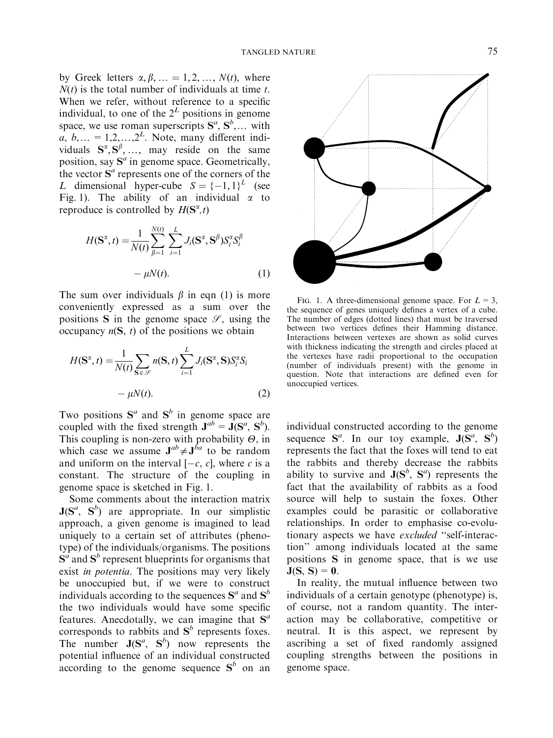by Greek letters $\alpha, \beta, \ldots = 1, 2, \ldots, N(t)$, where $N(t)$ is the total number of individuals at time $t$. When we refer, without reference to a specific individual, to one of the $2^L$ positions in genome space, we use roman superscripts $\mathbf{S}^a, \mathbf{S}^b, \ldots$ with $a, b, \ldots = 1, 2, \ldots, 2^L$. Note, many different individuals $\mathbf{S}^\alpha, \mathbf{S}^\beta, \ldots$, may reside on the same position, say $\mathbf{S}^a$ in genome space. Geometrically, the vector $\mathbf{S}^a$ represents one of the corners of the $L$ dimensional hyper-cube $S = \{-1, 1\}^L$ (see Fig. 1). The ability of an individual $\alpha$ to reproduce is controlled by $H(\mathbf{S}^\alpha, t)$

$$H(\mathbf{S}^\alpha, t) = \frac{1}{N(t)} \sum_{\beta=1}^{N(t)} \sum_{i=1}^{L} J_i(\mathbf{S}^\alpha, \mathbf{S}^\beta) S_i^\alpha S_i^\beta - \mu N(t). \tag{1}$$

The sum over individuals $\beta$ in eqn (1) is more conveniently expressed as a sum over the positions $\mathbf{S}$ in the genome space $\mathscr{S}$, using the occupancy $n(\mathbf{S}, t)$ of the positions we obtain

$$H(\mathbf{S}^\alpha, t) = \frac{1}{N(t)} \sum_{\mathbf{S} \in \mathscr{S}} n(\mathbf{S}, t) \sum_{i=1}^{L} J_i(\mathbf{S}^\alpha, \mathbf{S}) S_i^\alpha S_i - \mu N(t). \tag{2}$$

Two positions $\mathbf{S}^a$ and $\mathbf{S}^b$ in genome space are coupled with the fixed strength $\mathbf{J}^{ab} = \mathbf{J}(\mathbf{S}^a, \mathbf{S}^b)$. This coupling is non-zero with probability $\Theta$, in which case we assume $\mathbf{J}^{ab} \neq \mathbf{J}^{ba}$ to be random and uniform on the interval $[-c, c]$, where $c$ is a constant. The structure of the coupling in genome space is sketched in Fig. 1.

Some comments about the interaction matrix $\mathbf{J}(\mathbf{S}^a, \mathbf{S}^b)$ are appropriate. In our simplistic approach, a given genome is imagined to lead uniquely to a certain set of attributes (phenotype) of the individuals/organisms. The positions $\mathbf{S}^a$ and $\mathbf{S}^b$ represent blueprints for organisms that exist *in potentia*. The positions may very likely be unoccupied but, if we were to construct individuals according to the sequences $\mathbf{S}^a$ and $\mathbf{S}^b$ the two individuals would have some specific features. Anecdotally, we can imagine that $\mathbf{S}^a$ corresponds to rabbits and $\mathbf{S}^b$ represents foxes. The number $\mathbf{J}(\mathbf{S}^a, \mathbf{S}^b)$ now represents the potential influence of an individual constructed according to the genome sequence $\mathbf{S}^b$ on an individual constructed according to the genome sequence $\mathbf{S}^a$. In our toy example, $\mathbf{J}(\mathbf{S}^a, \mathbf{S}^b)$ represents the fact that the foxes will tend to eat the rabbits and thereby decrease the rabbits ability to survive and $\mathbf{J}(\mathbf{S}^b, \mathbf{S}^a)$ represents the fact that the availability of rabbits as a food source will help to sustain the foxes. Other examples could be parasitic or collaborative relationships. In order to emphasise co-evolutionary aspects we have *excluded* "self-interaction" among individuals located at the same positions $\mathbf{S}$ in genome space, that is we use $\mathbf{J}(\mathbf{S}, \mathbf{S}) = \mathbf{0}$.

In reality, the mutual influence between two individuals of a certain genotype (phenotype) is, of course, not a random quantity. The interaction may be collaborative, competitive or neutral. It is this aspect, we represent by ascribing a set of fixed randomly assigned coupling strengths between the positions in genome space.

FIG. 1. A three-dimensional genome space. For $L = 3$, the sequence of genes uniquely defines a vertex of a cube. The number of edges (dotted lines) that must be traversed between two vertices defines their Hamming distance. Interactions between vertexes are shown as solid curves with thickness indicating the strength and circles placed at the vertexes have radii proportional to the occupation (number of individuals present) with the genome in question. Note that interactions are defined even for unoccupied vertices.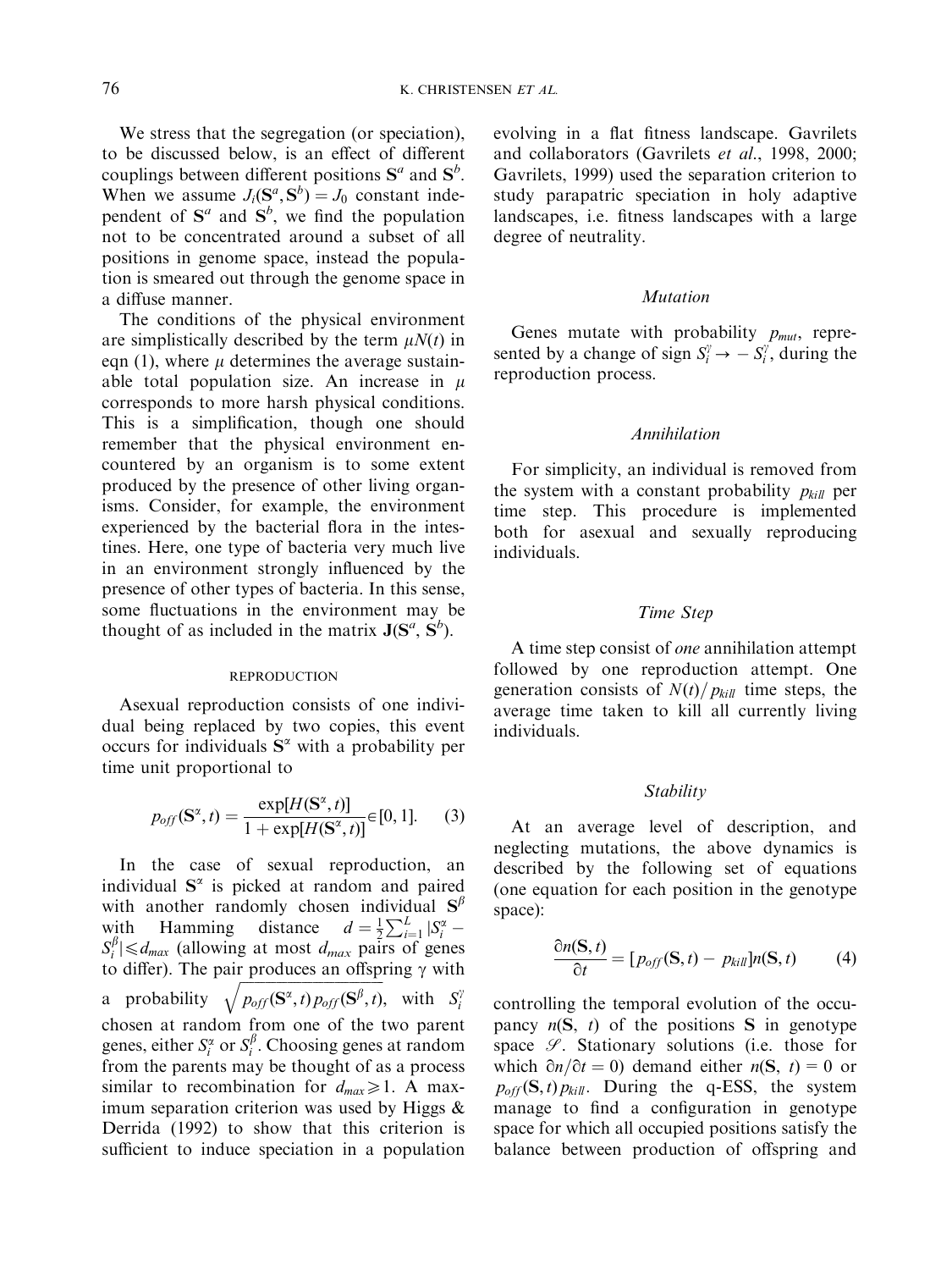We stress that the segregation (or speciation), to be discussed below, is an effect of different couplings between different positions $\mathbf{S}^a$ and $\mathbf{S}^b$. When we assume $J_i(\mathbf{S}^a, \mathbf{S}^b) = J_0$ constant independent of $\mathbf{S}^a$ and $\mathbf{S}^b$, we find the population not to be concentrated around a subset of all positions in genome space, instead the population is smeared out through the genome space in a diffuse manner.

The conditions of the physical environment are simplistically described by the term $\mu N(t)$ in eqn (1), where $\mu$ determines the average sustainable total population size. An increase in $\mu$ corresponds to more harsh physical conditions. This is a simplification, though one should remember that the physical environment encountered by an organism is to some extent produced by the presence of other living organisms. Consider, for example, the environment experienced by the bacterial flora in the intestines. Here, one type of bacteria very much live in an environment strongly influenced by the presence of other types of bacteria. In this sense, some fluctuations in the environment may be thought of as included in the matrix $\mathbf{J}(\mathbf{S}^a, \mathbf{S}^b)$.

## REPRODUCTION

Asexual reproduction consists of one individual being replaced by two copies, this event occurs for individuals $\mathbf{S}^\alpha$ with a probability per time unit proportional to

$$p_{off}(\mathbf{S}^\alpha, t) = \frac{\exp[H(\mathbf{S}^\alpha, t)]}{1 + \exp[H(\mathbf{S}^\alpha, t)]} \in [0, 1]. \quad (3)$$

In the case of sexual reproduction, an individual $\mathbf{S}^\alpha$ is picked at random and paired with another randomly chosen individual $\mathbf{S}^\beta$ with Hamming distance $d = \frac{1}{2}\sum_{i=1}^{L} |S_i^\alpha - S_i^\beta| \leqslant d_{max}$ (allowing at most $d_{max}$ pairs of genes to differ). The pair produces an offspring $\gamma$ with a probability $\sqrt{p_{off}(\mathbf{S}^\alpha, t)\, p_{off}(\mathbf{S}^\beta, t)}$, with $S_i^\gamma$ chosen at random from one of the two parent genes, either $S_i^\alpha$ or $S_i^\beta$. Choosing genes at random from the parents may be thought of as a process similar to recombination for $d_{max} \geqslant 1$. A maximum separation criterion was used by Higgs & Derrida (1992) to show that this criterion is sufficient to induce speciation in a population evolving in a flat fitness landscape. Gavrilets and collaborators (Gavrilets *et al*., 1998, 2000; Gavrilets, 1999) used the separation criterion to study parapatric speciation in holy adaptive landscapes, i.e. fitness landscapes with a large degree of neutrality.

### *Mutation*

Genes mutate with probability $p_{mut}$, represented by a change of sign $S_i^\gamma \to -S_i^\gamma$, during the reproduction process.

### *Annihilation*

For simplicity, an individual is removed from the system with a constant probability $p_{kill}$ per time step. This procedure is implemented both for asexual and sexually reproducing individuals.

### *Time Step*

A time step consist of *one* annihilation attempt followed by one reproduction attempt. One generation consists of $N(t)/p_{kill}$ time steps, the average time taken to kill all currently living individuals.

### *Stability*

At an average level of description, and neglecting mutations, the above dynamics is described by the following set of equations (one equation for each position in the genotype space):

$$\frac{\partial n(\mathbf{S}, t)}{\partial t} = [p_{off}(\mathbf{S}, t) - p_{kill}]\, n(\mathbf{S}, t) \quad (4)$$

controlling the temporal evolution of the occupancy $n(\mathbf{S}, t)$ of the positions $\mathbf{S}$ in genotype space $\mathscr{S}$. Stationary solutions (i.e. those for which $\partial n/\partial t = 0$) demand either $n(\mathbf{S}, t) = 0$ or $p_{off}(\mathbf{S}, t)\, p_{kill}$. During the q-ESS, the system manage to find a configuration in genotype space for which all occupied positions satisfy the balance between production of offspring and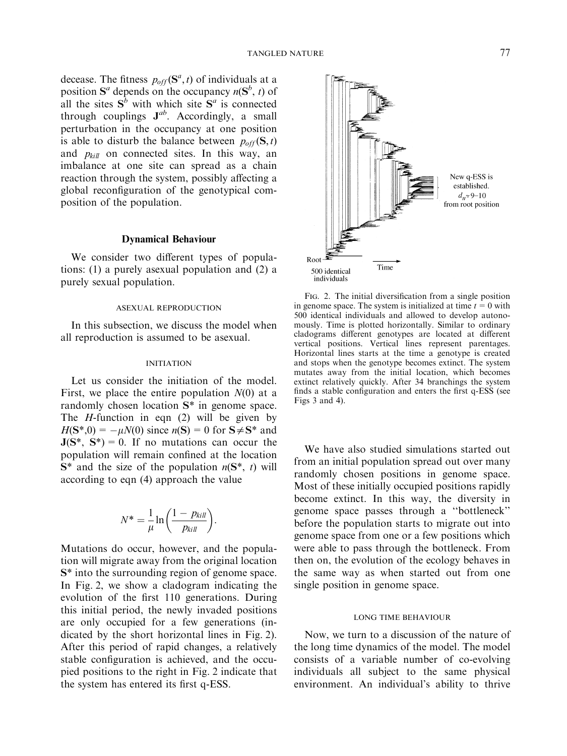decease. The fitness $p_{off}(\mathbf{S}^a, t)$ of individuals at a position $\mathbf{S}^a$ depends on the occupancy $n(\mathbf{S}^b, t)$ of all the sites $\mathbf{S}^b$ with which site $\mathbf{S}^a$ is connected through couplings $\mathbf{J}^{ab}$. Accordingly, a small perturbation in the occupancy at one position is able to disturb the balance between $p_{off}(\mathbf{S}, t)$ and $p_{kill}$ on connected sites. In this way, an imbalance at one site can spread as a chain reaction through the system, possibly affecting a global reconfiguration of the genotypical composition of the population.

## Dynamical Behaviour

We consider two different types of populations: (1) a purely asexual population and (2) a purely sexual population.

### ASEXUAL REPRODUCTION

In this subsection, we discuss the model when all reproduction is assumed to be asexual.

#### INITIATION

Let us consider the initiation of the model. First, we place the entire population $N(0)$ at a randomly chosen location $\mathbf{S}^*$ in genome space. The $H$-function in eqn (2) will be given by $H(\mathbf{S}^*, 0) = -\mu N(0)$ since $n(\mathbf{S}) = 0$ for $\mathbf{S} \neq \mathbf{S}^*$ and $\mathbf{J}(\mathbf{S}^*, \mathbf{S}^*) = 0$. If no mutations can occur the population will remain confined at the location $\mathbf{S}^*$ and the size of the population $n(\mathbf{S}^*, t)$ will according to eqn (4) approach the value

$$N^* = \frac{1}{\mu} \ln\left(\frac{1 - p_{kill}}{p_{kill}}\right).$$

Mutations do occur, however, and the population will migrate away from the original location $\mathbf{S}^*$ into the surrounding region of genome space. In Fig. 2, we show a cladogram indicating the evolution of the first 110 generations. During this initial period, the newly invaded positions are only occupied for a few generations (indicated by the short horizontal lines in Fig. 2). After this period of rapid changes, a relatively stable configuration is achieved, and the occupied positions to the right in Fig. 2 indicate that the system has entered its first q-ESS.

FIG. 2. The initial diversification from a single position in genome space. The system is initialized at time $t = 0$ with 500 identical individuals and allowed to develop autonomously. Time is plotted horizontally. Similar to ordinary cladograms different genotypes are located at different vertical positions. Vertical lines represent parentages. Horizontal lines starts at the time a genotype is created and stops when the genotype becomes extinct. The system mutates away from the initial location, which becomes extinct relatively quickly. After 34 branchings the system finds a stable configuration and enters the first q-ESS (see Figs 3 and 4).

We have also studied simulations started out from an initial population spread out over many randomly chosen positions in genome space. Most of these initially occupied positions rapidly become extinct. In this way, the diversity in genome space passes through a "bottleneck" before the population starts to migrate out into genome space from one or a few positions which were able to pass through the bottleneck. From then on, the evolution of the ecology behaves in the same way as when started out from one single position in genome space.

#### LONG TIME BEHAVIOUR

Now, we turn to a discussion of the nature of the long time dynamics of the model. The model consists of a variable number of co-evolving individuals all subject to the same physical environment. An individual's ability to thrive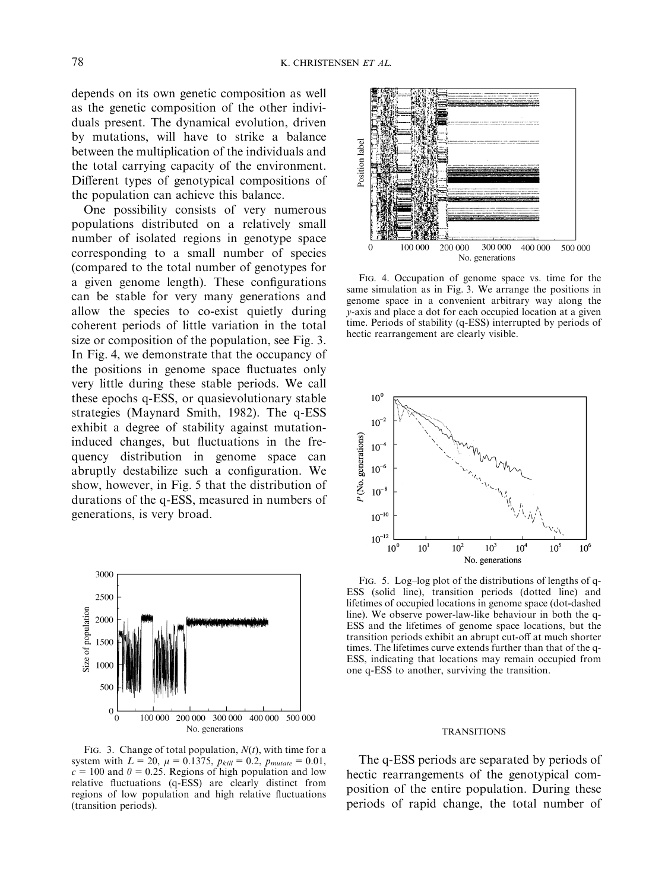depends on its own genetic composition as well as the genetic composition of the other individuals present. The dynamical evolution, driven by mutations, will have to strike a balance between the multiplication of the individuals and the total carrying capacity of the environment. Different types of genotypical compositions of the population can achieve this balance.

One possibility consists of very numerous populations distributed on a relatively small number of isolated regions in genotype space corresponding to a small number of species (compared to the total number of genotypes for a given genome length). These configurations can be stable for very many generations and allow the species to co-exist quietly during coherent periods of little variation in the total size or composition of the population, see Fig. 3. In Fig. 4, we demonstrate that the occupancy of the positions in genome space fluctuates only very little during these stable periods. We call these epochs q-ESS, or quasievolutionary stable strategies (Maynard Smith, 1982). The q-ESS exhibit a degree of stability against mutation-induced changes, but fluctuations in the frequency distribution in genome space can abruptly destabilize such a configuration. We show, however, in Fig. 5 that the distribution of durations of the q-ESS, measured in numbers of generations, is very broad.

FIG. 3. Change of total population, $N(t)$, with time for a system with $L = 20$, $\mu = 0.1375$, $p_{kill} = 0.2$, $p_{mutate} = 0.01$, $c = 100$ and $\theta = 0.25$. Regions of high population and low relative fluctuations (q-ESS) are clearly distinct from regions of low population and high relative fluctuations (transition periods).

FIG. 4. Occupation of genome space vs. time for the same simulation as in Fig. 3. We arrange the positions in genome space in a convenient arbitrary way along the $y$-axis and place a dot for each occupied location at a given time. Periods of stability (q-ESS) interrupted by periods of hectic rearrangement are clearly visible.

FIG. 5. Log–log plot of the distributions of lengths of q-ESS (solid line), transition periods (dotted line) and lifetimes of occupied locations in genome space (dot-dashed line). We observe power-law-like behaviour in both the q-ESS and the lifetimes of genome space locations, but the transition periods exhibit an abrupt cut-off at much shorter times. The lifetimes curve extends further than that of the q-ESS, indicating that locations may remain occupied from one q-ESS to another, surviving the transition.

## TRANSITIONS

The q-ESS periods are separated by periods of hectic rearrangements of the genotypical composition of the entire population. During these periods of rapid change, the total number of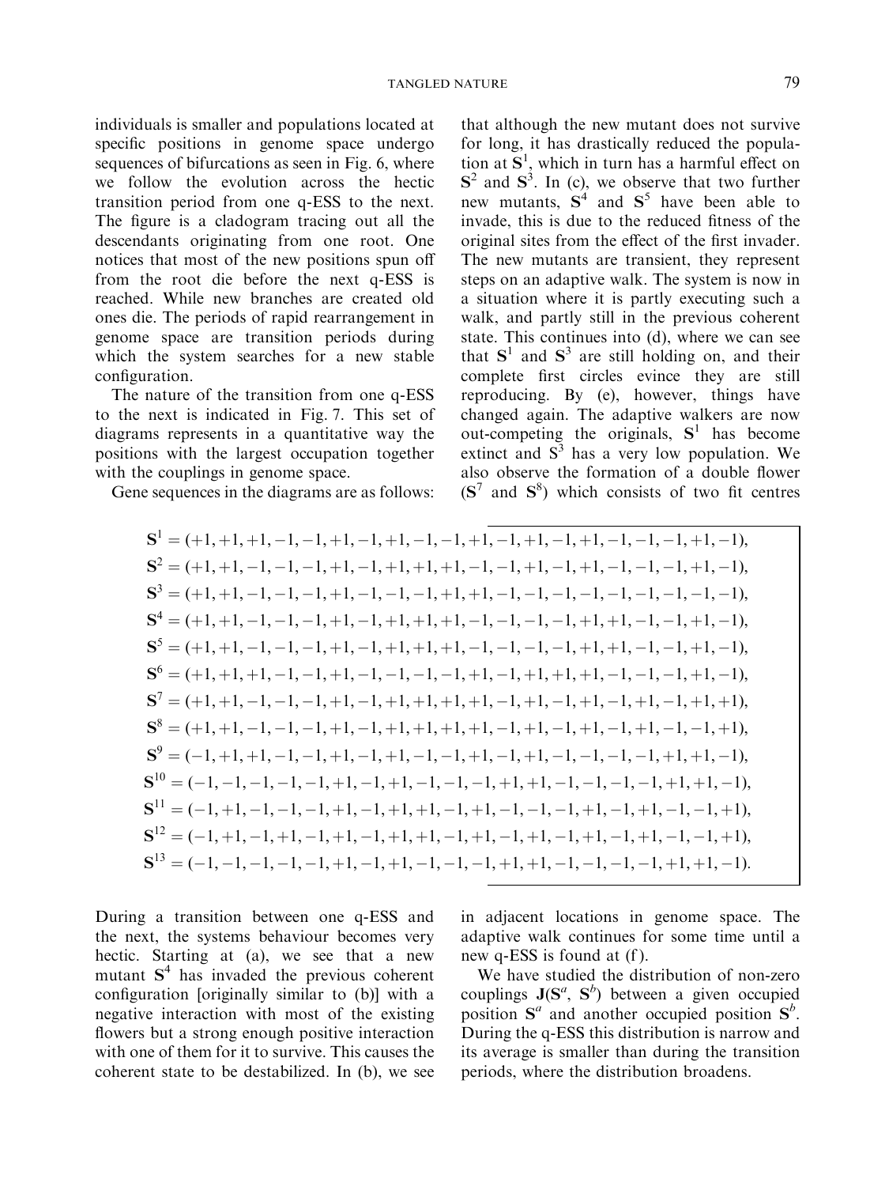individuals is smaller and populations located at specific positions in genome space undergo sequences of bifurcations as seen in Fig. 6, where we follow the evolution across the hectic transition period from one q-ESS to the next. The figure is a cladogram tracing out all the descendants originating from one root. One notices that most of the new positions spun off from the root die before the next q-ESS is reached. While new branches are created old ones die. The periods of rapid rearrangement in genome space are transition periods during which the system searches for a new stable configuration.

The nature of the transition from one q-ESS to the next is indicated in Fig. 7. This set of diagrams represents in a quantitative way the positions with the largest occupation together with the couplings in genome space.

Gene sequences in the diagrams are as follows:

$$
\begin{aligned}
\mathbf{S}^1 &= (+1,+1,+1,-1,-1,+1,-1,+1,-1,-1,+1,-1,+1,-1,+1,-1,-1,-1,+1,-1),\\
\mathbf{S}^2 &= (+1,+1,-1,-1,-1,+1,-1,+1,+1,+1,-1,-1,+1,-1,+1,-1,-1,-1,+1,-1),\\
\mathbf{S}^3 &= (+1,+1,-1,-1,-1,+1,-1,-1,-1,+1,+1,-1,-1,-1,-1,-1,-1,-1,-1,-1),\\
\mathbf{S}^4 &= (+1,+1,-1,-1,-1,+1,-1,+1,+1,+1,-1,-1,-1,-1,+1,+1,-1,-1,+1,-1),\\
\mathbf{S}^5 &= (+1,+1,-1,-1,-1,+1,-1,+1,+1,+1,-1,-1,-1,-1,+1,+1,-1,-1,+1,-1),\\
\mathbf{S}^6 &= (+1,+1,+1,-1,-1,+1,-1,-1,-1,-1,+1,-1,+1,+1,+1,-1,-1,-1,+1,-1),\\
\mathbf{S}^7 &= (+1,+1,-1,-1,-1,+1,-1,+1,+1,+1,+1,-1,+1,-1,+1,-1,+1,-1,+1,+1),\\
\mathbf{S}^8 &= (+1,+1,-1,-1,-1,+1,-1,+1,+1,+1,+1,-1,+1,-1,+1,-1,+1,-1,-1,+1),\\
\mathbf{S}^9 &= (-1,+1,+1,-1,-1,+1,-1,+1,-1,-1,+1,-1,+1,-1,-1,-1,-1,+1,+1,-1),\\
\mathbf{S}^{10} &= (-1,-1,-1,-1,-1,+1,-1,+1,-1,-1,-1,+1,+1,-1,-1,-1,-1,+1,+1,-1),\\
\mathbf{S}^{11} &= (-1,+1,-1,-1,-1,+1,-1,+1,+1,-1,+1,-1,-1,-1,+1,-1,+1,-1,-1,+1),\\
\mathbf{S}^{12} &= (-1,+1,-1,+1,-1,+1,-1,+1,+1,-1,+1,-1,+1,-1,+1,-1,+1,-1,-1,+1),\\
\mathbf{S}^{13} &= (-1,-1,-1,-1,-1,+1,-1,+1,-1,-1,-1,+1,+1,-1,-1,-1,-1,+1,+1,-1).
\end{aligned}
$$

During a transition between one q-ESS and the next, the systems behaviour becomes very hectic. Starting at (a), we see that a new mutant $\mathbf{S}^4$ has invaded the previous coherent configuration [originally similar to (b)] with a negative interaction with most of the existing flowers but a strong enough positive interaction with one of them for it to survive. This causes the coherent state to be destabilized. In (b), we see that although the new mutant does not survive for long, it has drastically reduced the population at $\mathbf{S}^1$, which in turn has a harmful effect on $\mathbf{S}^2$ and $\mathbf{S}^3$. In (c), we observe that two further new mutants, $\mathbf{S}^4$ and $\mathbf{S}^5$ have been able to invade, this is due to the reduced fitness of the original sites from the effect of the first invader. The new mutants are transient, they represent steps on an adaptive walk. The system is now in a situation where it is partly executing such a walk, and partly still in the previous coherent state. This continues into (d), where we can see that $\mathbf{S}^1$ and $\mathbf{S}^3$ are still holding on, and their complete first circles evince they are still reproducing. By (e), however, things have changed again. The adaptive walkers are now out-competing the originals, $\mathbf{S}^1$ has become extinct and $\mathbf{S}^3$ has a very low population. We also observe the formation of a double flower ($\mathbf{S}^7$ and $\mathbf{S}^8$) which consists of two fit centres in adjacent locations in genome space. The adaptive walk continues for some time until a new q-ESS is found at (f).

We have studied the distribution of non-zero couplings $\mathbf{J}(\mathbf{S}^a, \mathbf{S}^b)$ between a given occupied position $\mathbf{S}^a$ and another occupied position $\mathbf{S}^b$. During the q-ESS this distribution is narrow and its average is smaller than during the transition periods, where the distribution broadens.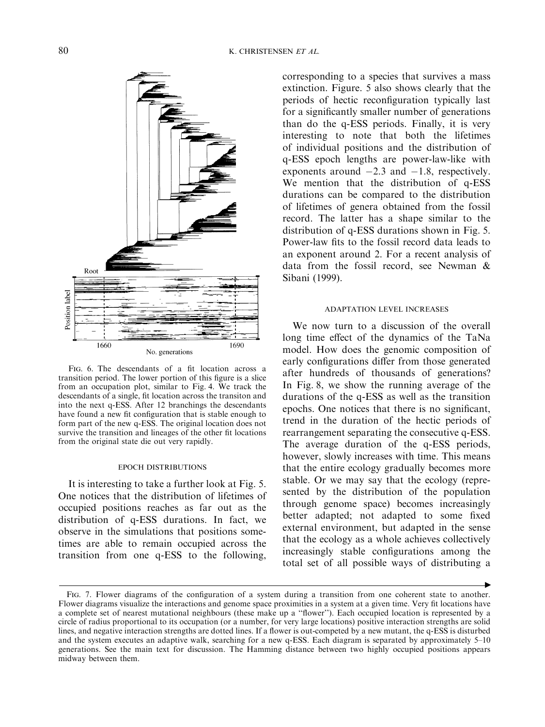FIG. 6. The descendants of a fit location across a transition period. The lower portion of this figure is a slice from an occupation plot, similar to Fig. 4. We track the descendants of a single, fit location across the transiton and into the next q-ESS. After 12 branchings the descendants have found a new fit configuration that is stable enough to form part of the new q-ESS. The original location does not survive the transition and lineages of the other fit locations from the original state die out very rapidly.

### EPOCH DISTRIBUTIONS

It is interesting to take a further look at Fig. 5. One notices that the distribution of lifetimes of occupied positions reaches as far out as the distribution of q-ESS durations. In fact, we observe in the simulations that positions sometimes are able to remain occupied across the transition from one q-ESS to the following, corresponding to a species that survives a mass extinction. Figure. 5 also shows clearly that the periods of hectic reconfiguration typically last for a significantly smaller number of generations than do the q-ESS periods. Finally, it is very interesting to note that both the lifetimes of individual positions and the distribution of q-ESS epoch lengths are power-law-like with exponents around $-2.3$ and $-1.8$, respectively. We mention that the distribution of q-ESS durations can be compared to the distribution of lifetimes of genera obtained from the fossil record. The latter has a shape similar to the distribution of q-ESS durations shown in Fig. 5. Power-law fits to the fossil record data leads to an exponent around 2. For a recent analysis of data from the fossil record, see Newman & Sibani (1999).

### ADAPTATION LEVEL INCREASES

We now turn to a discussion of the overall long time effect of the dynamics of the TaNa model. How does the genomic composition of early configurations differ from those generated after hundreds of thousands of generations? In Fig. 8, we show the running average of the durations of the q-ESS as well as the transition epochs. One notices that there is no significant, trend in the duration of the hectic periods of rearrangement separating the consecutive q-ESS. The average duration of the q-ESS periods, however, slowly increases with time. This means that the entire ecology gradually becomes more stable. Or we may say that the ecology (represented by the distribution of the population through genome space) becomes increasingly better adapted; not adapted to some fixed external environment, but adapted in the sense that the ecology as a whole achieves collectively increasingly stable configurations among the total set of all possible ways of distributing a

FIG. 7. Flower diagrams of the configuration of a system during a transition from one coherent state to another. Flower diagrams visualize the interactions and genome space proximities in a system at a given time. Very fit locations have a complete set of nearest mutational neighbours (these make up a "flower"). Each occupied location is represented by a circle of radius proportional to its occupation (or a number, for very large locations) positive interaction strengths are solid lines, and negative interaction strengths are dotted lines. If a flower is out-competed by a new mutant, the q-ESS is disturbed and the system executes an adaptive walk, searching for a new q-ESS. Each diagram is separated by approximately 5–10 generations. See the main text for discussion. The Hamming distance between two highly occupied positions appears midway between them.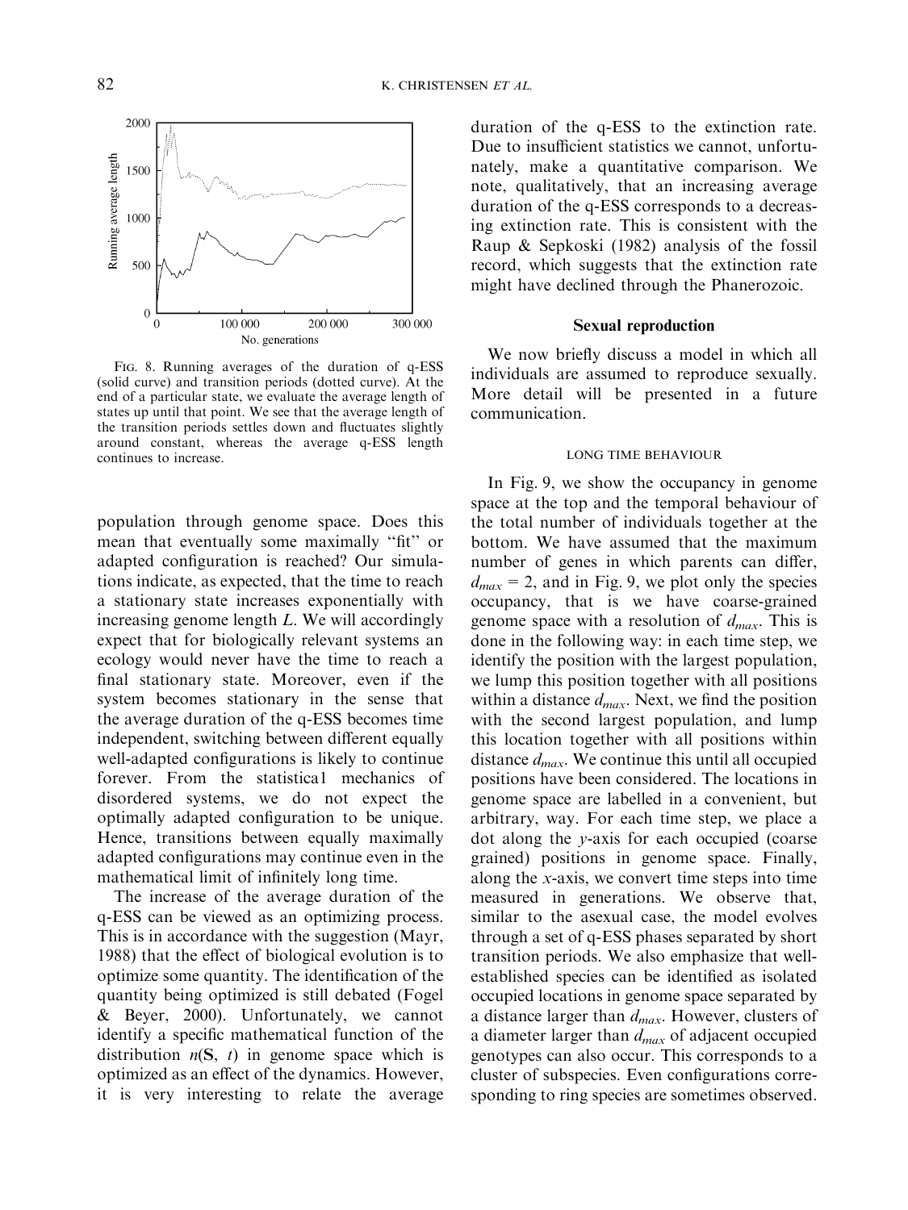FIG. 8. Running averages of the duration of q-ESS (solid curve) and transition periods (dotted curve). At the end of a particular state, we evaluate the average length of states up until that point. We see that the average length of the transition periods settles down and fluctuates slightly around constant, whereas the average q-ESS length continues to increase.

population through genome space. Does this mean that eventually some maximally "fit" or adapted configuration is reached? Our simulations indicate, as expected, that the time to reach a stationary state increases exponentially with increasing genome length $L$. We will accordingly expect that for biologically relevant systems an ecology would never have the time to reach a final stationary state. Moreover, even if the system becomes stationary in the sense that the average duration of the q-ESS becomes time independent, switching between different equally well-adapted configurations is likely to continue forever. From the statistica1 mechanics of disordered systems, we do not expect the optimally adapted configuration to be unique. Hence, transitions between equally maximally adapted configurations may continue even in the mathematical limit of infinitely long time.

The increase of the average duration of the q-ESS can be viewed as an optimizing process. This is in accordance with the suggestion (Mayr, 1988) that the effect of biological evolution is to optimize some quantity. The identification of the quantity being optimized is still debated (Fogel & Beyer, 2000). Unfortunately, we cannot identify a specific mathematical function of the distribution $n(\mathbf{S}, t)$ in genome space which is optimized as an effect of the dynamics. However, it is very interesting to relate the average duration of the q-ESS to the extinction rate. Due to insufficient statistics we cannot, unfortunately, make a quantitative comparison. We note, qualitatively, that an increasing average duration of the q-ESS corresponds to a decreasing extinction rate. This is consistent with the Raup & Sepkoski (1982) analysis of the fossil record, which suggests that the extinction rate might have declined through the Phanerozoic.

## Sexual reproduction

We now briefly discuss a model in which all individuals are assumed to reproduce sexually. More detail will be presented in a future communication.

### LONG TIME BEHAVIOUR

In Fig. 9, we show the occupancy in genome space at the top and the temporal behaviour of the total number of individuals together at the bottom. We have assumed that the maximum number of genes in which parents can differ, $d_{max} = 2$, and in Fig. 9, we plot only the species occupancy, that is we have coarse-grained genome space with a resolution of $d_{max}$. This is done in the following way: in each time step, we identify the position with the largest population, we lump this position together with all positions within a distance $d_{max}$. Next, we find the position with the second largest population, and lump this location together with all positions within distance $d_{max}$. We continue this until all occupied positions have been considered. The locations in genome space are labelled in a convenient, but arbitrary, way. For each time step, we place a dot along the $y$-axis for each occupied (coarse grained) positions in genome space. Finally, along the $x$-axis, we convert time steps into time measured in generations. We observe that, similar to the asexual case, the model evolves through a set of q-ESS phases separated by short transition periods. We also emphasize that well-established species can be identified as isolated occupied locations in genome space separated by a distance larger than $d_{max}$. However, clusters of a diameter larger than $d_{max}$ of adjacent occupied genotypes can also occur. This corresponds to a cluster of subspecies. Even configurations corresponding to ring species are sometimes observed.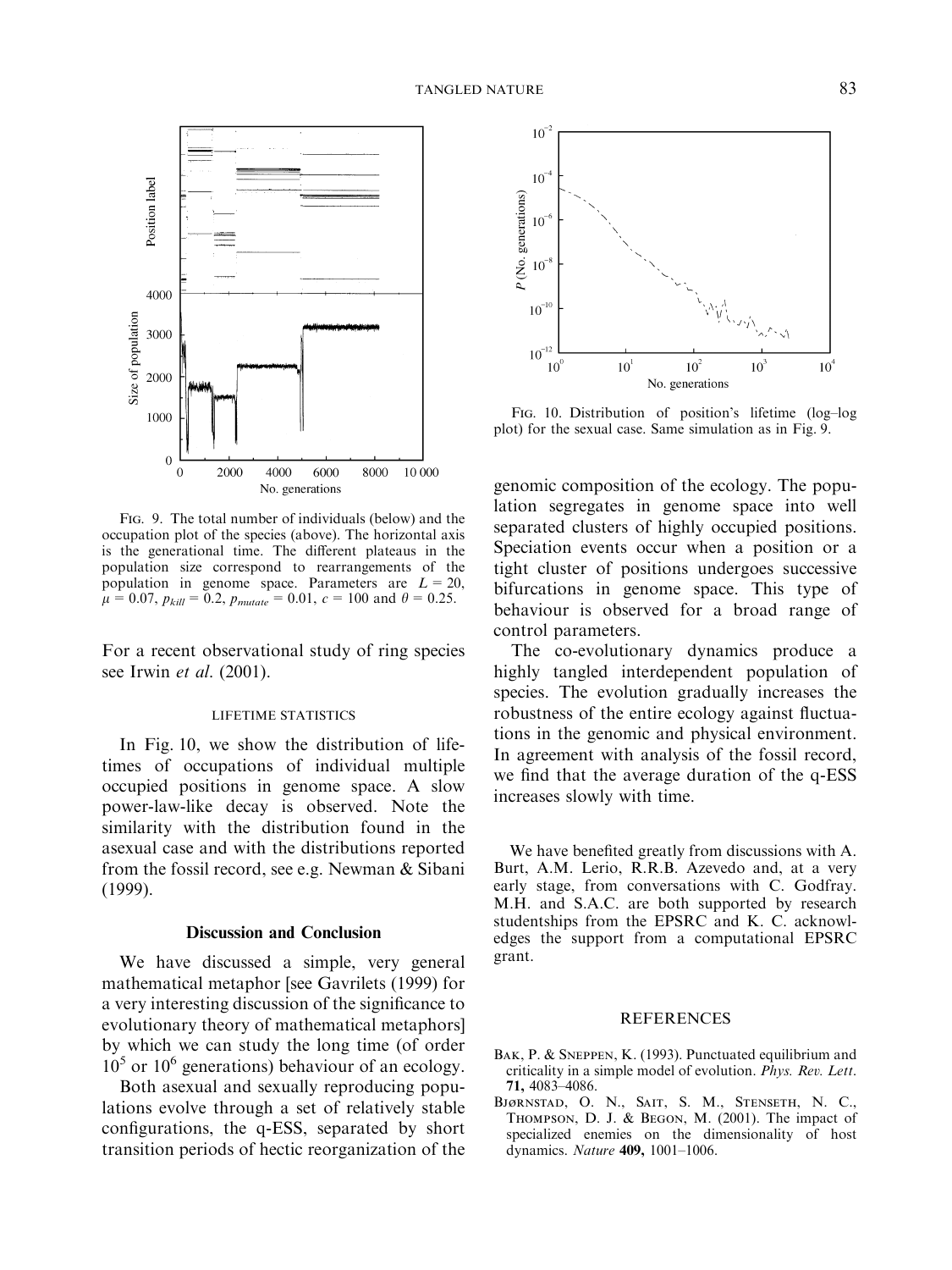FIG. 9. The total number of individuals (below) and the occupation plot of the species (above). The horizontal axis is the generational time. The different plateaus in the population size correspond to rearrangements of the population in genome space. Parameters are $L = 20$, $\mu = 0.07$, $p_{kill} = 0.2$, $p_{mutate} = 0.01$, $c = 100$ and $\theta = 0.25$.

For a recent observational study of ring species see Irwin *et al.* (2001).

### LIFETIME STATISTICS

In Fig. 10, we show the distribution of lifetimes of occupations of individual multiple occupied positions in genome space. A slow power-law-like decay is observed. Note the similarity with the distribution found in the asexual case and with the distributions reported from the fossil record, see e.g. Newman & Sibani (1999).

## Discussion and Conclusion

We have discussed a simple, very general mathematical metaphor [see Gavrilets (1999) for a very interesting discussion of the significance to evolutionary theory of mathematical metaphors] by which we can study the long time (of order $10^5$ or $10^6$ generations) behaviour of an ecology.

Both asexual and sexually reproducing populations evolve through a set of relatively stable configurations, the q-ESS, separated by short transition periods of hectic reorganization of the genomic composition of the ecology. The population segregates in genome space into well separated clusters of highly occupied positions. Speciation events occur when a position or a tight cluster of positions undergoes successive bifurcations in genome space. This type of behaviour is observed for a broad range of control parameters.

The co-evolutionary dynamics produce a highly tangled interdependent population of species. The evolution gradually increases the robustness of the entire ecology against fluctuations in the genomic and physical environment. In agreement with analysis of the fossil record, we find that the average duration of the q-ESS increases slowly with time.

FIG. 10. Distribution of position's lifetime (log–log plot) for the sexual case. Same simulation as in Fig. 9.

We have benefited greatly from discussions with A. Burt, A.M. Lerio, R.R.B. Azevedo and, at a very early stage, from conversations with C. Godfray. M.H. and S.A.C. are both supported by research studentships from the EPSRC and K. C. acknowledges the support from a computational EPSRC grant.

## REFERENCES

BAK, P. & SNEPPEN, K. (1993). Punctuated equilibrium and criticality in a simple model of evolution. *Phys. Rev. Lett.* **71,** 4083–4086.

BJØRNSTAD, O. N., SAIT, S. M., STENSETH, N. C., THOMPSON, D. J. & BEGON, M. (2001). The impact of specialized enemies on the dimensionality of host dynamics. *Nature* **409,** 1001–1006.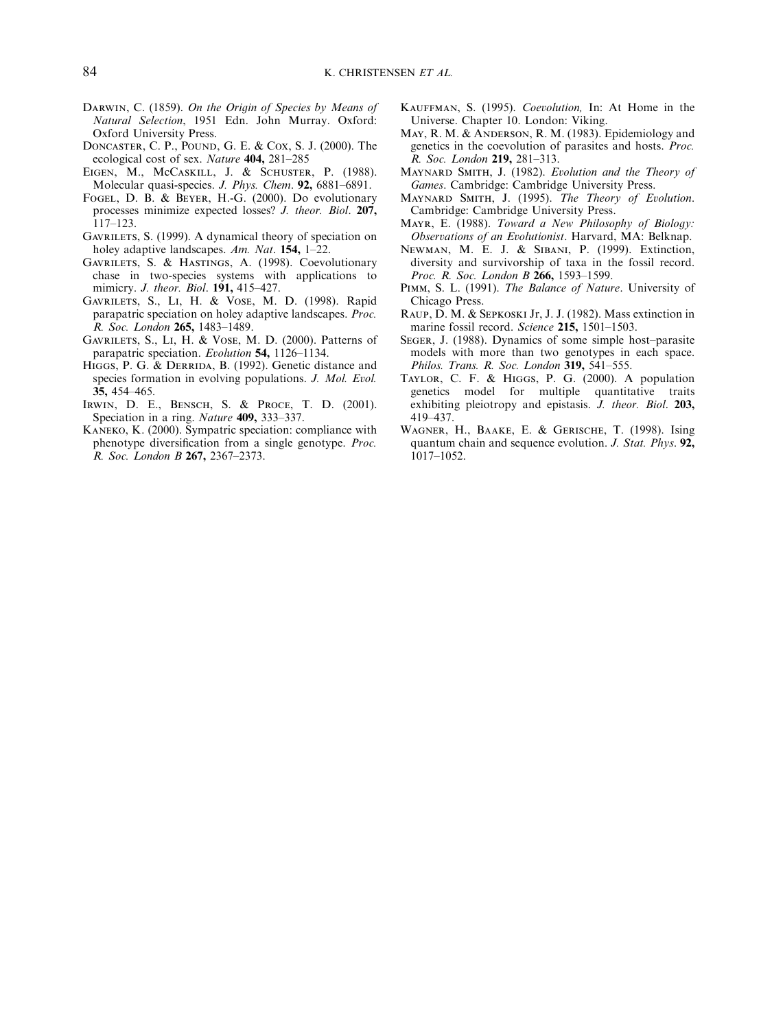Darwin, C. (1859). *On the Origin of Species by Means of Natural Selection*, 1951 Edn. John Murray. Oxford: Oxford University Press.

Doncaster, C. P., Pound, G. E. & Cox, S. J. (2000). The ecological cost of sex. *Nature* **404,** 281–285

Eigen, M., McCaskill, J. & Schuster, P. (1988). Molecular quasi-species. *J. Phys. Chem*. **92,** 6881–6891.

Fogel, D. B. & Beyer, H.-G. (2000). Do evolutionary processes minimize expected losses? *J. theor. Biol*. **207,** 117–123.

Gavrilets, S. (1999). A dynamical theory of speciation on holey adaptive landscapes. *Am. Nat*. **154,** 1–22.

Gavrilets, S. & Hastings, A. (1998). Coevolutionary chase in two-species systems with applications to mimicry. *J. theor. Biol*. **191,** 415–427.

Gavrilets, S., Li, H. & Vose, M. D. (1998). Rapid parapatric speciation on holey adaptive landscapes. *Proc. R. Soc. London* **265,** 1483–1489.

Gavrilets, S., Li, H. & Vose, M. D. (2000). Patterns of parapatric speciation. *Evolution* **54,** 1126–1134.

Higgs, P. G. & Derrida, B. (1992). Genetic distance and species formation in evolving populations. *J. Mol. Evol.* **35,** 454–465.

Irwin, D. E., Bensch, S. & Proce, T. D. (2001). Speciation in a ring. *Nature* **409,** 333–337.

Kaneko, K. (2000). Sympatric speciation: compliance with phenotype diversification from a single genotype. *Proc. R. Soc. London B* **267,** 2367–2373.

Kauffman, S. (1995). *Coevolution,* In: At Home in the Universe. Chapter 10. London: Viking.

May, R. M. & Anderson, R. M. (1983). Epidemiology and genetics in the coevolution of parasites and hosts. *Proc. R. Soc. London* **219,** 281–313.

Maynard Smith, J. (1982). *Evolution and the Theory of Games*. Cambridge: Cambridge University Press.

Maynard Smith, J. (1995). *The Theory of Evolution*. Cambridge: Cambridge University Press.

Mayr, E. (1988). *Toward a New Philosophy of Biology: Observations of an Evolutionist*. Harvard, MA: Belknap.

Newman, M. E. J. & Sibani, P. (1999). Extinction, diversity and survivorship of taxa in the fossil record. *Proc. R. Soc. London B* **266,** 1593–1599.

Pimm, S. L. (1991). *The Balance of Nature*. University of Chicago Press.

Raup, D. M. & Sepkoski Jr, J. J. (1982). Mass extinction in marine fossil record. *Science* **215,** 1501–1503.

Seger, J. (1988). Dynamics of some simple host–parasite models with more than two genotypes in each space. *Philos. Trans. R. Soc. London* **319,** 541–555.

Taylor, C. F. & Higgs, P. G. (2000). A population genetics model for multiple quantitative traits exhibiting pleiotropy and epistasis. *J. theor. Biol*. **203,** 419–437.

Wagner, H., Baake, E. & Gerische, T. (1998). Ising quantum chain and sequence evolution. *J. Stat. Phys*. **92,** 1017–1052.